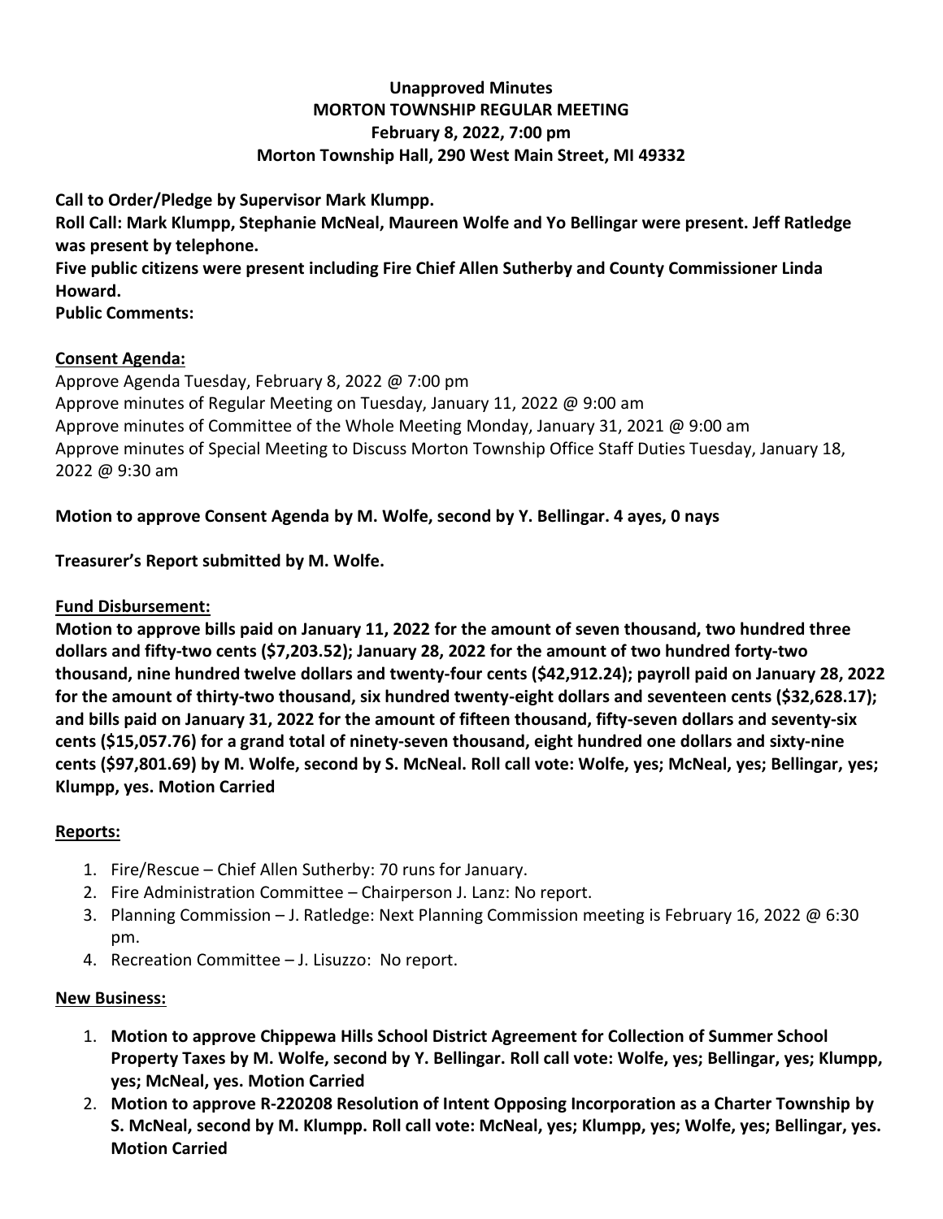**Unapproved Minutes**
**MORTON TOWNSHIP REGULAR MEETING**
**February 8, 2022, 7:00 pm**
**Morton Township Hall, 290 West Main Street, MI 49332**

**Call to Order/Pledge by Supervisor Mark Klumpp.**
**Roll Call: Mark Klumpp, Stephanie McNeal, Maureen Wolfe and Yo Bellingar were present. Jeff Ratledge was present by telephone.**
**Five public citizens were present including Fire Chief Allen Sutherby and County Commissioner Linda Howard.**
**Public Comments:**

**Consent Agenda:**

Approve Agenda Tuesday, February 8, 2022 @ 7:00 pm
Approve minutes of Regular Meeting on Tuesday, January 11, 2022 @ 9:00 am
Approve minutes of Committee of the Whole Meeting Monday, January 31, 2021 @ 9:00 am
Approve minutes of Special Meeting to Discuss Morton Township Office Staff Duties Tuesday, January 18, 2022 @ 9:30 am

**Motion to approve Consent Agenda by M. Wolfe, second by Y. Bellingar. 4 ayes, 0 nays**

**Treasurer's Report submitted by M. Wolfe.**

**Fund Disbursement:**

**Motion to approve bills paid on January 11, 2022 for the amount of seven thousand, two hundred three dollars and fifty-two cents ($7,203.52); January 28, 2022 for the amount of two hundred forty-two thousand, nine hundred twelve dollars and twenty-four cents ($42,912.24); payroll paid on January 28, 2022 for the amount of thirty-two thousand, six hundred twenty-eight dollars and seventeen cents ($32,628.17); and bills paid on January 31, 2022 for the amount of fifteen thousand, fifty-seven dollars and seventy-six cents ($15,057.76) for a grand total of ninety-seven thousand, eight hundred one dollars and sixty-nine cents ($97,801.69) by M. Wolfe, second by S. McNeal. Roll call vote: Wolfe, yes; McNeal, yes; Bellingar, yes; Klumpp, yes. Motion Carried**

**Reports:**

1. Fire/Rescue – Chief Allen Sutherby: 70 runs for January.
2. Fire Administration Committee – Chairperson J. Lanz: No report.
3. Planning Commission – J. Ratledge: Next Planning Commission meeting is February 16, 2022 @ 6:30 pm.
4. Recreation Committee – J. Lisuzzo: No report.

**New Business:**

1. **Motion to approve Chippewa Hills School District Agreement for Collection of Summer School Property Taxes by M. Wolfe, second by Y. Bellingar. Roll call vote: Wolfe, yes; Bellingar, yes; Klumpp, yes; McNeal, yes. Motion Carried**
2. **Motion to approve R-220208 Resolution of Intent Opposing Incorporation as a Charter Township by S. McNeal, second by M. Klumpp. Roll call vote: McNeal, yes; Klumpp, yes; Wolfe, yes; Bellingar, yes. Motion Carried**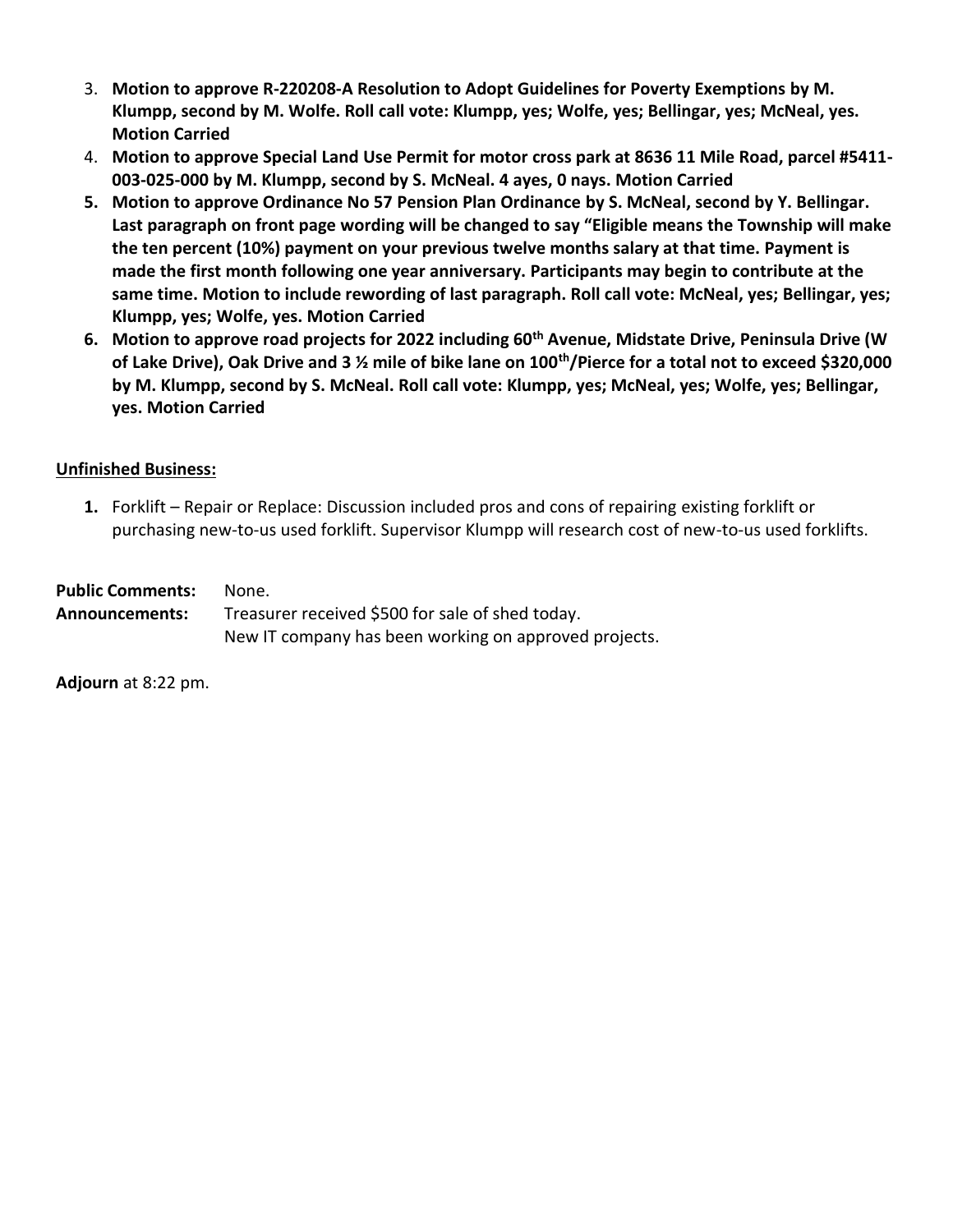3. **Motion to approve R-220208-A Resolution to Adopt Guidelines for Poverty Exemptions by M. Klumpp, second by M. Wolfe. Roll call vote: Klumpp, yes; Wolfe, yes; Bellingar, yes; McNeal, yes. Motion Carried**
4. **Motion to approve Special Land Use Permit for motor cross park at 8636 11 Mile Road, parcel #5411-003-025-000 by M. Klumpp, second by S. McNeal. 4 ayes, 0 nays. Motion Carried**
5. **Motion to approve Ordinance No 57 Pension Plan Ordinance by S. McNeal, second by Y. Bellingar. Last paragraph on front page wording will be changed to say "Eligible means the Township will make the ten percent (10%) payment on your previous twelve months salary at that time. Payment is made the first month following one year anniversary. Participants may begin to contribute at the same time. Motion to include rewording of last paragraph. Roll call vote: McNeal, yes; Bellingar, yes; Klumpp, yes; Wolfe, yes. Motion Carried**
6. **Motion to approve road projects for 2022 including 60th Avenue, Midstate Drive, Peninsula Drive (W of Lake Drive), Oak Drive and 3 ½ mile of bike lane on 100th/Pierce for a total not to exceed $320,000 by M. Klumpp, second by S. McNeal. Roll call vote: Klumpp, yes; McNeal, yes; Wolfe, yes; Bellingar, yes. Motion Carried**

**Unfinished Business:**

1. Forklift – Repair or Replace: Discussion included pros and cons of repairing existing forklift or purchasing new-to-us used forklift. Supervisor Klumpp will research cost of new-to-us used forklifts.

**Public Comments:** None.

**Announcements:** Treasurer received $500 for sale of shed today.
New IT company has been working on approved projects.

**Adjourn** at 8:22 pm.